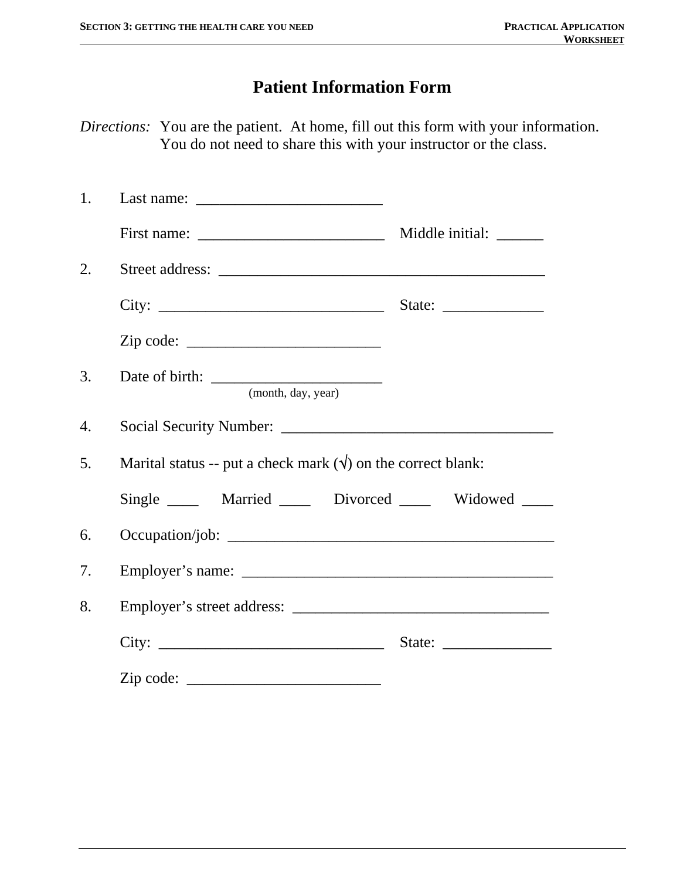# Patient Information Form

*Directions:* You are the patient. At home, fill out this form with your information. You do not need to share this with your instructor or the class.

1. Last name: ________________________

   First name: ________________________ Middle initial: ______

2. Street address: __________________________________________

   City: _____________________________ State: _____________

   Zip code: _________________________

3. Date of birth: ______________________
   (month, day, year)

4. Social Security Number: ___________________________________

5. Marital status -- put a check mark (√) on the correct blank:

   Single ____ Married ____ Divorced ____ Widowed ____

6. Occupation/job: ___________________________________________

7. Employer's name: _________________________________________

8. Employer's street address: _________________________________

   City: _____________________________ State: ______________

   Zip code: _________________________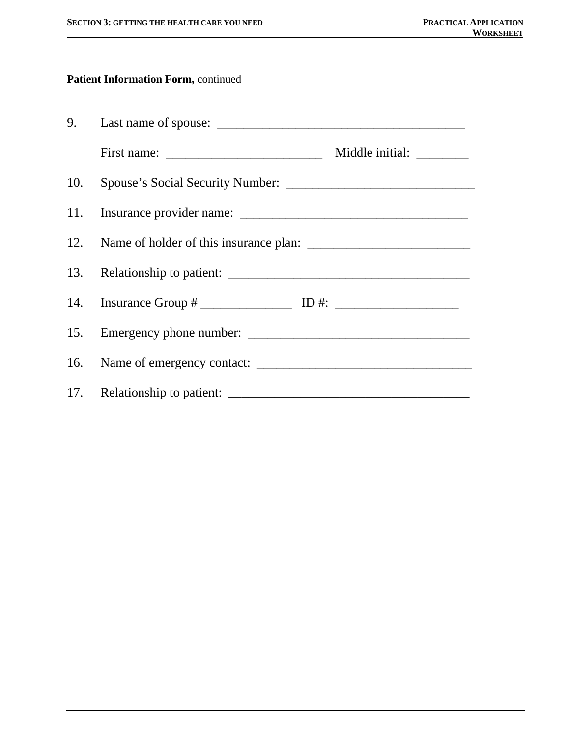**Patient Information Form,** continued

9. Last name of spouse: ______________________________________

   First name: ________________________ Middle initial: ________

10. Spouse's Social Security Number: _____________________________

11. Insurance provider name: ___________________________________

12. Name of holder of this insurance plan: _________________________

13. Relationship to patient: _____________________________________

14. Insurance Group # ______________ ID #: ___________________

15. Emergency phone number: __________________________________

16. Name of emergency contact: _________________________________

17. Relationship to patient: _____________________________________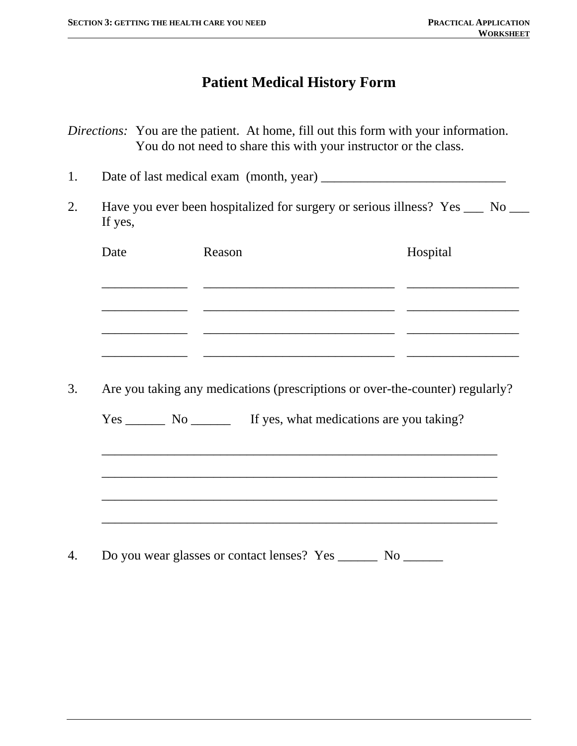# Patient Medical History Form

*Directions:* You are the patient. At home, fill out this form with your information. You do not need to share this with your instructor or the class.

1. Date of last medical exam (month, year) ____________________________

2. Have you ever been hospitalized for surgery or serious illness? Yes ___ No ___
   If yes,

| Date | Reason | Hospital |
| --- | --- | --- |
| _____________ | ______________________________ | _________________ |
| _____________ | ______________________________ | _________________ |
| _____________ | ______________________________ | _________________ |
| _____________ | ______________________________ | _________________ |

3. Are you taking any medications (prescriptions or over-the-counter) regularly?

   Yes ______ No ______ If yes, what medications are you taking?

   _______________________________________________________________

   _______________________________________________________________

   _______________________________________________________________

   _______________________________________________________________

4. Do you wear glasses or contact lenses? Yes ______ No ______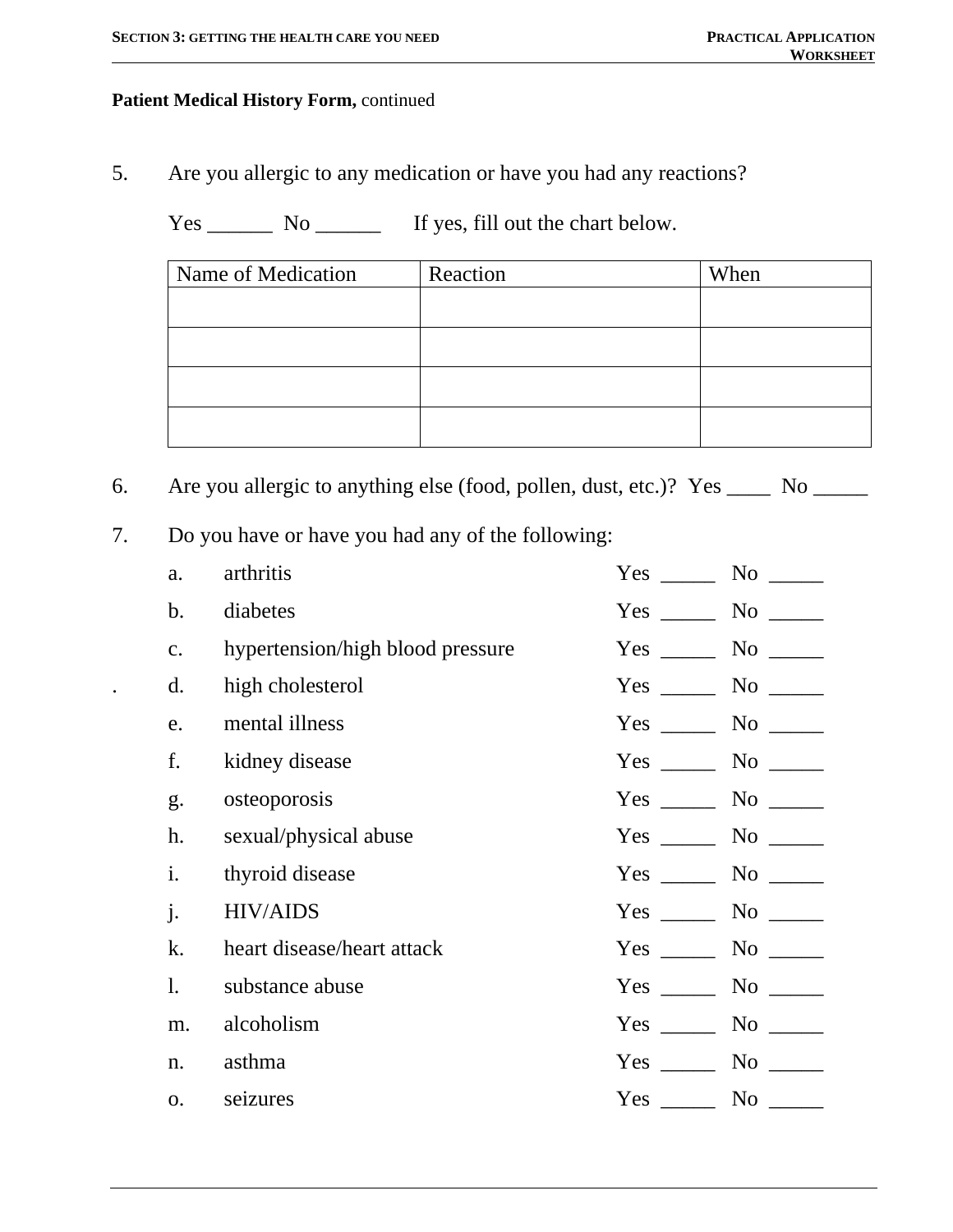**Patient Medical History Form,** continued

5. Are you allergic to any medication or have you had any reactions?

   Yes ______ No ______ If yes, fill out the chart below.

| Name of Medication | Reaction | When |
| --- | --- | --- |
| | | |
| | | |
| | | |
| | | |

6. Are you allergic to anything else (food, pollen, dust, etc.)? Yes ____ No _____

7. Do you have or have you had any of the following:

   a. arthritis Yes _____ No _____

   b. diabetes Yes _____ No _____

   c. hypertension/high blood pressure Yes _____ No _____

   d. high cholesterol Yes _____ No _____

   e. mental illness Yes _____ No _____

   f. kidney disease Yes _____ No _____

   g. osteoporosis Yes _____ No _____

   h. sexual/physical abuse Yes _____ No _____

   i. thyroid disease Yes _____ No _____

   j. HIV/AIDS Yes _____ No _____

   k. heart disease/heart attack Yes _____ No _____

   l. substance abuse Yes _____ No _____

   m. alcoholism Yes _____ No _____

   n. asthma Yes _____ No _____

   o. seizures Yes _____ No _____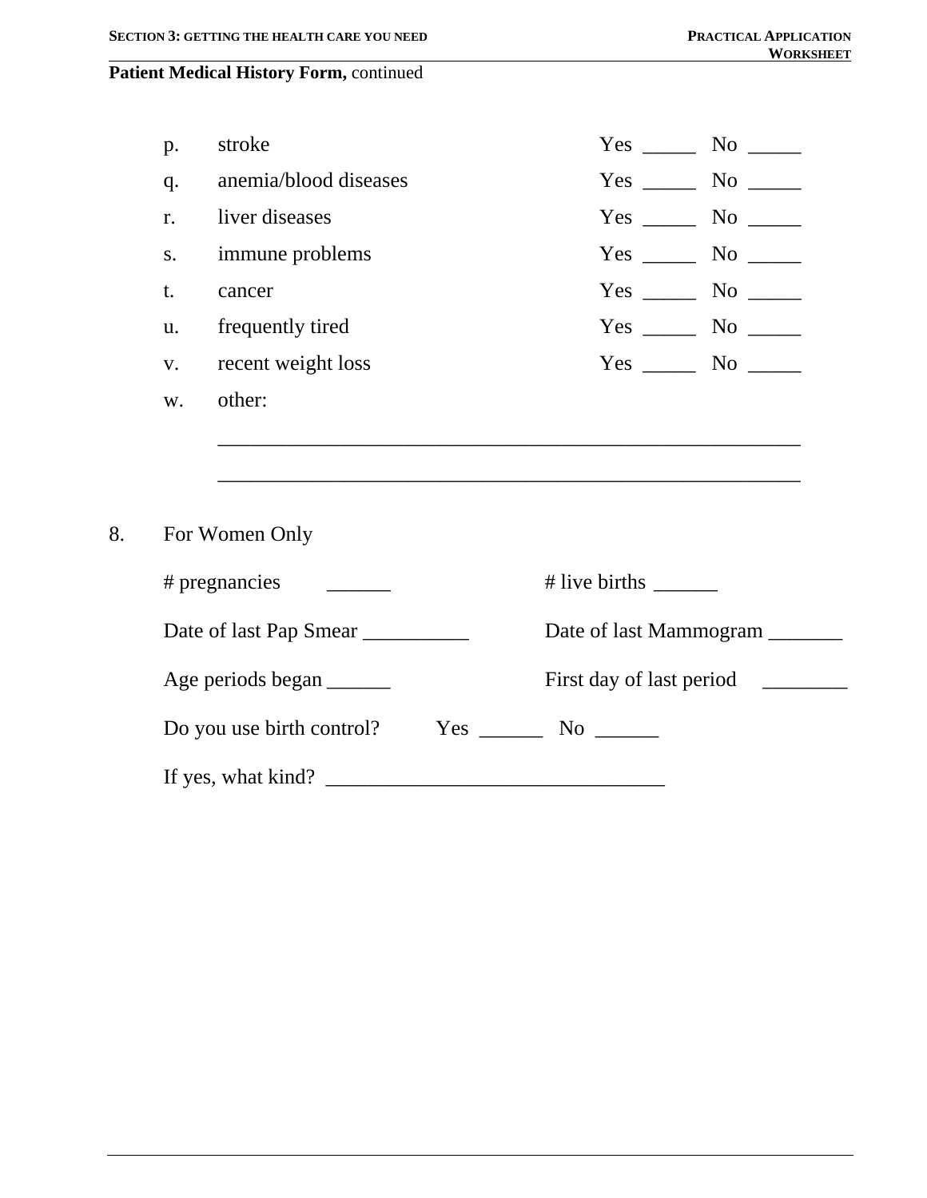**Patient Medical History Form,** continued

p. stroke Yes _____ No _____

q. anemia/blood diseases Yes _____ No _____

r. liver diseases Yes _____ No _____

s. immune problems Yes _____ No _____

t. cancer Yes _____ No _____

u. frequently tired Yes _____ No _____

v. recent weight loss Yes _____ No _____

w. other:

_______________________________________________________

_______________________________________________________

8. For Women Only

\# pregnancies ______ # live births ______

Date of last Pap Smear __________ Date of last Mammogram _______

Age periods began ______ First day of last period ________

Do you use birth control? Yes ______ No ______

If yes, what kind? ________________________________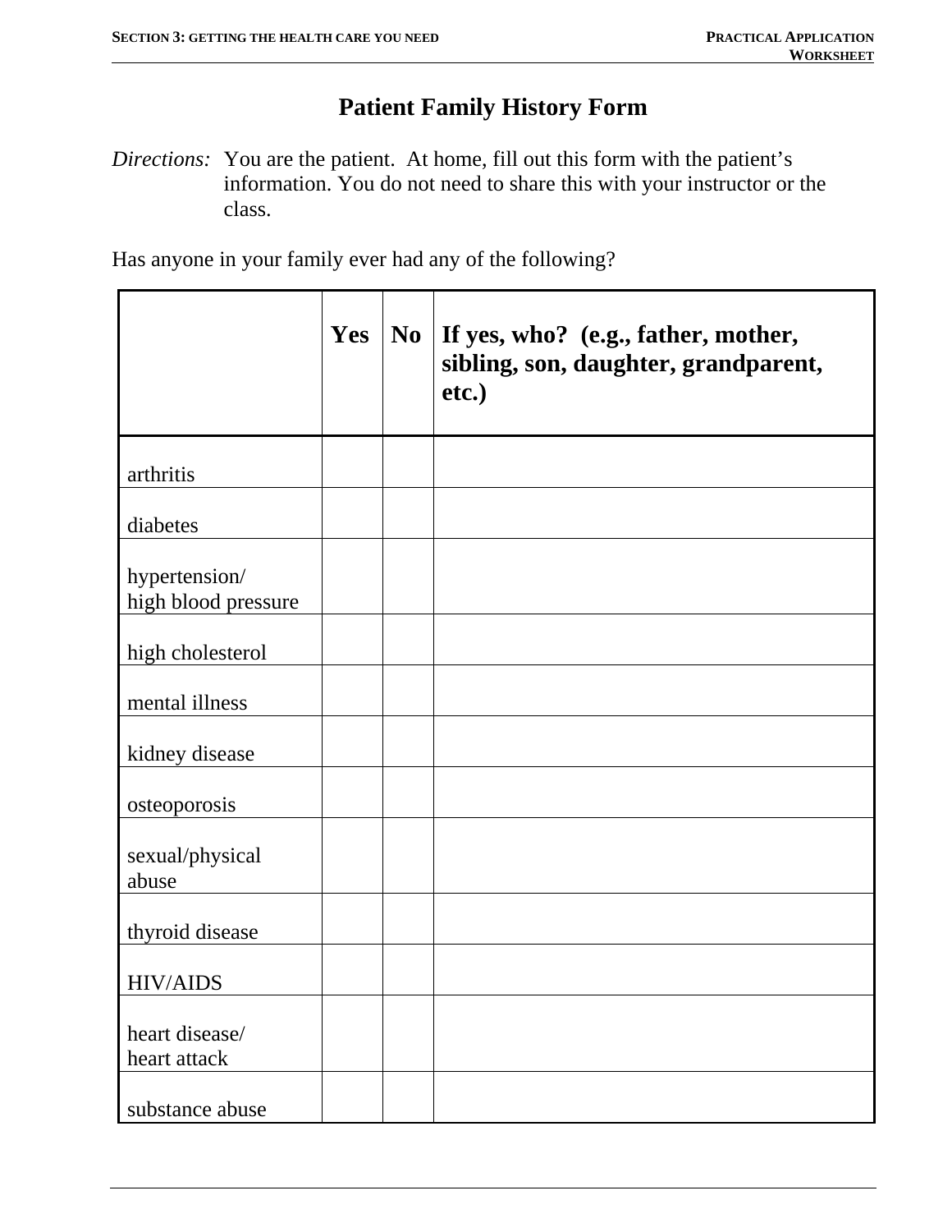# Patient Family History Form

*Directions:* You are the patient. At home, fill out this form with the patient's information. You do not need to share this with your instructor or the class.

Has anyone in your family ever had any of the following?

| | Yes | No | If yes, who? (e.g., father, mother, sibling, son, daughter, grandparent, etc.) |
|---|---|---|---|
| arthritis | | | |
| diabetes | | | |
| hypertension/ high blood pressure | | | |
| high cholesterol | | | |
| mental illness | | | |
| kidney disease | | | |
| osteoporosis | | | |
| sexual/physical abuse | | | |
| thyroid disease | | | |
| HIV/AIDS | | | |
| heart disease/ heart attack | | | |
| substance abuse | | | |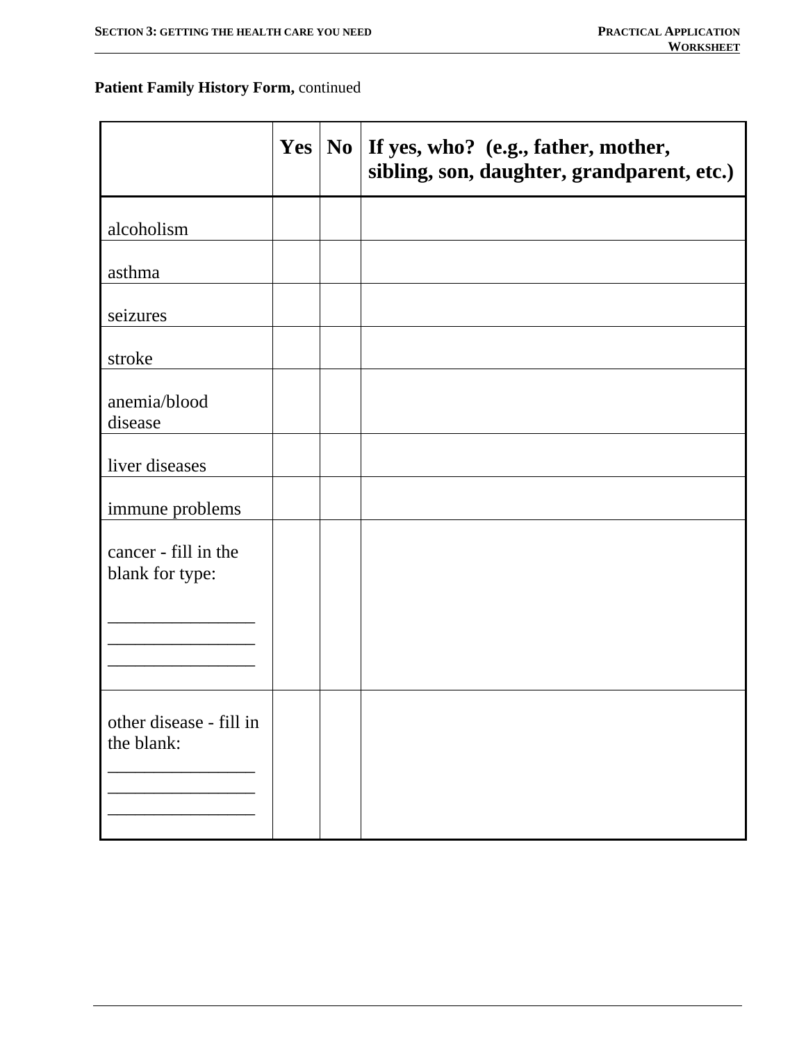**Patient Family History Form,** continued

| | Yes | No | If yes, who? (e.g., father, mother, sibling, son, daughter, grandparent, etc.) |
|---|---|---|---|
| alcoholism | | | |
| asthma | | | |
| seizures | | | |
| stroke | | | |
| anemia/blood disease | | | |
| liver diseases | | | |
| immune problems | | | |
| cancer - fill in the blank for type: ________________ ________________ ________________ | | | |
| other disease - fill in the blank: ________________ ________________ ________________ | | | |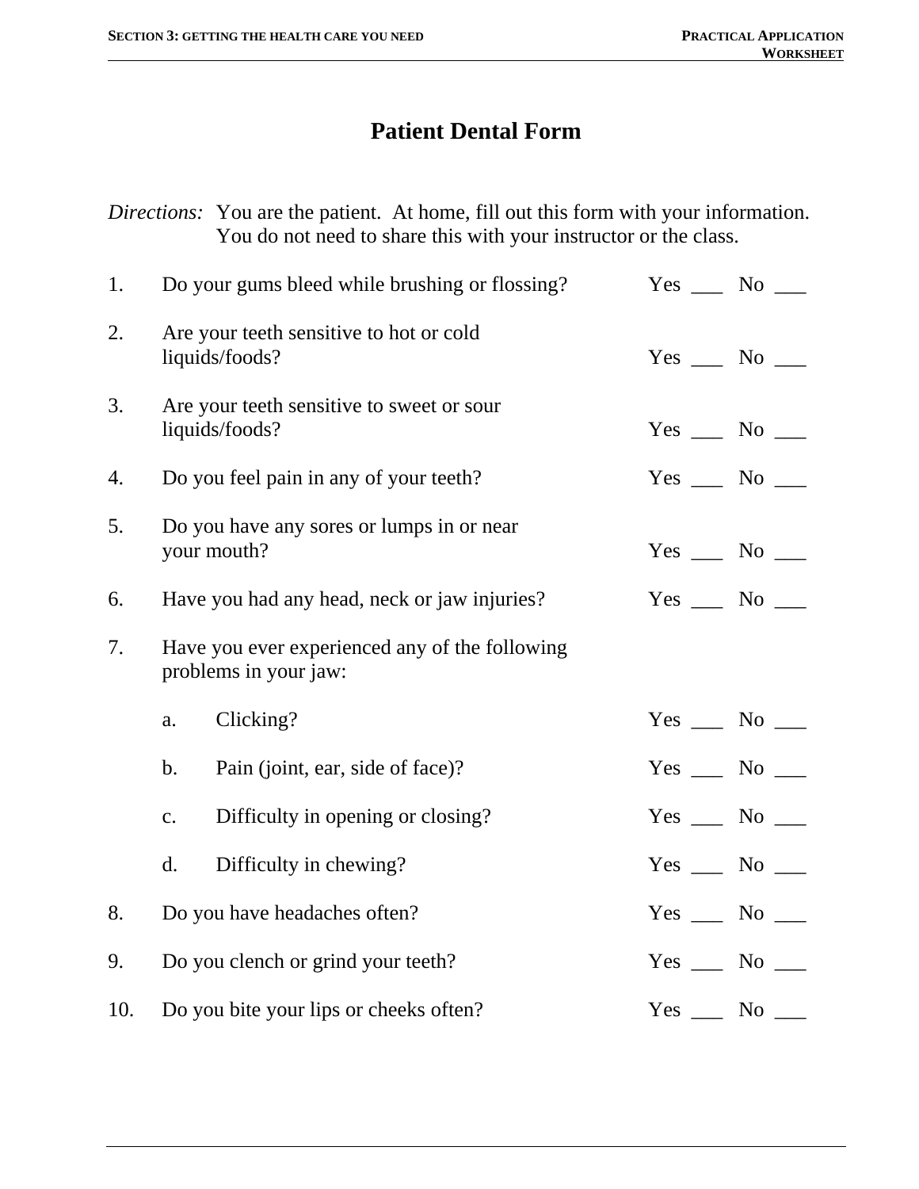# Patient Dental Form

*Directions:* You are the patient. At home, fill out this form with your information. You do not need to share this with your instructor or the class.

1. Do your gums bleed while brushing or flossing? Yes ___ No ___

2. Are your teeth sensitive to hot or cold liquids/foods? Yes ___ No ___

3. Are your teeth sensitive to sweet or sour liquids/foods? Yes ___ No ___

4. Do you feel pain in any of your teeth? Yes ___ No ___

5. Do you have any sores or lumps in or near your mouth? Yes ___ No ___

6. Have you had any head, neck or jaw injuries? Yes ___ No ___

7. Have you ever experienced any of the following problems in your jaw:

   a. Clicking? Yes ___ No ___

   b. Pain (joint, ear, side of face)? Yes ___ No ___

   c. Difficulty in opening or closing? Yes ___ No ___

   d. Difficulty in chewing? Yes ___ No ___

8. Do you have headaches often? Yes ___ No ___

9. Do you clench or grind your teeth? Yes ___ No ___

10. Do you bite your lips or cheeks often? Yes ___ No ___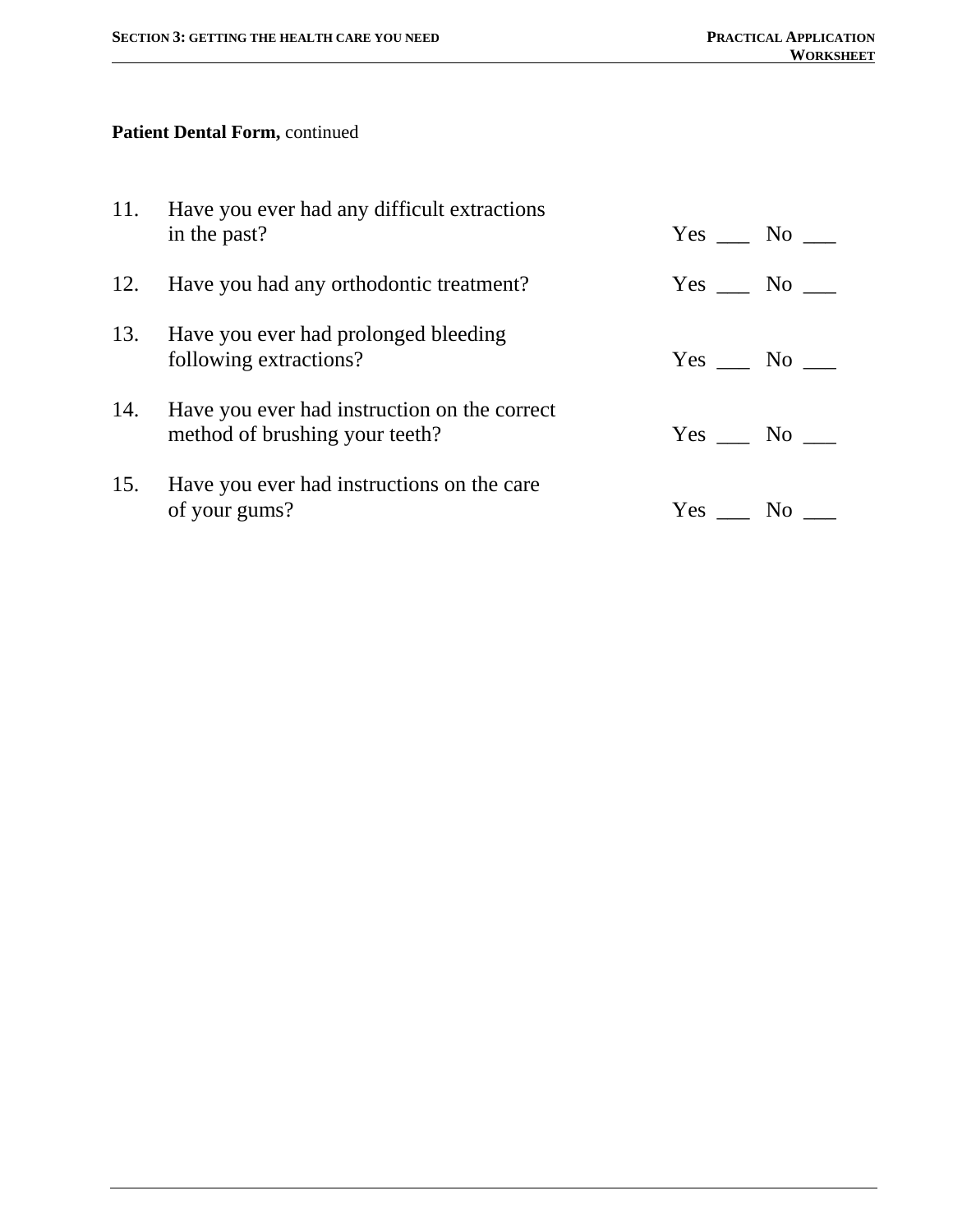**Patient Dental Form,** continued

11. Have you ever had any difficult extractions in the past? Yes ___ No ___

12. Have you had any orthodontic treatment? Yes ___ No ___

13. Have you ever had prolonged bleeding following extractions? Yes ___ No ___

14. Have you ever had instruction on the correct method of brushing your teeth? Yes ___ No ___

15. Have you ever had instructions on the care of your gums? Yes ___ No ___